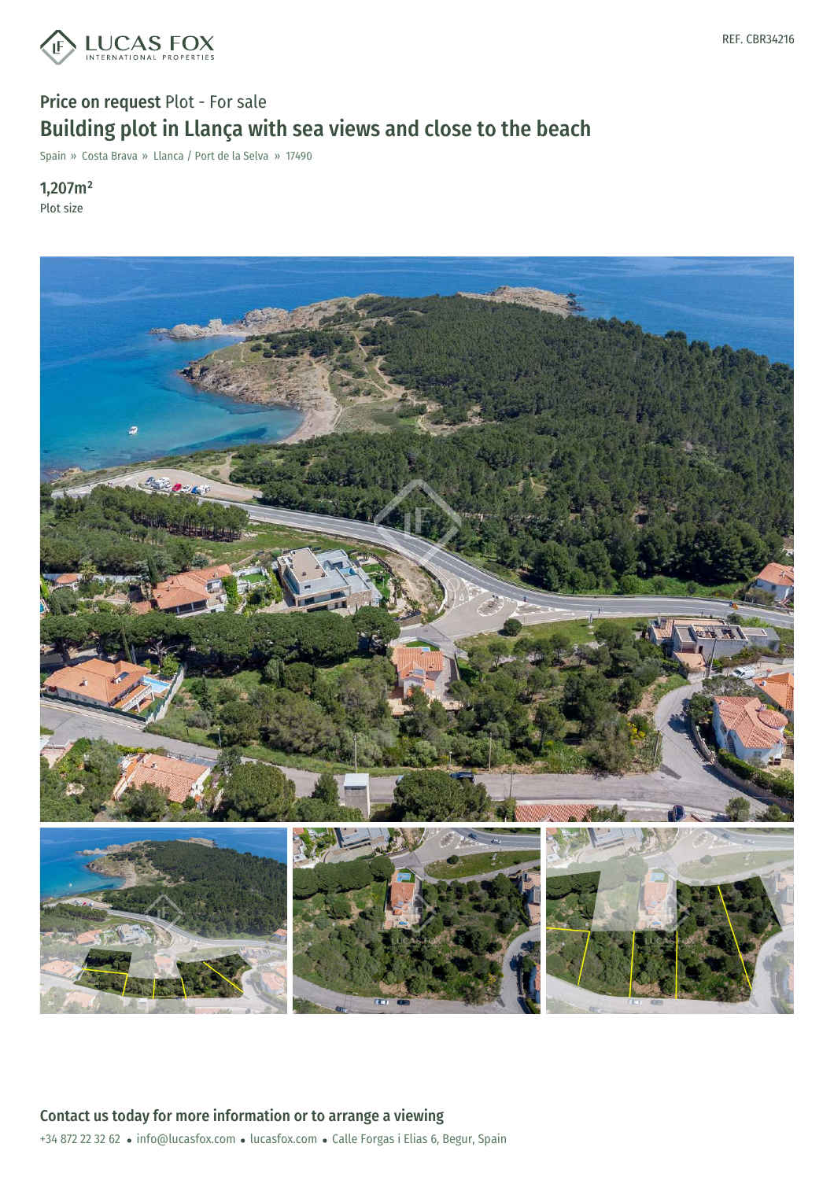REF. CBR34216

**Price on request** Plot - For sale

# Building plot in Llança with sea views and close to the beach

Spain » Costa Brava » Llanca / Port de la Selva » 17490

**1,207m²**
Plot size

## Contact us today for more information or to arrange a viewing

+34 872 22 32 62 • info@lucasfox.com • lucasfox.com • Calle Forgas i Elias 6, Begur, Spain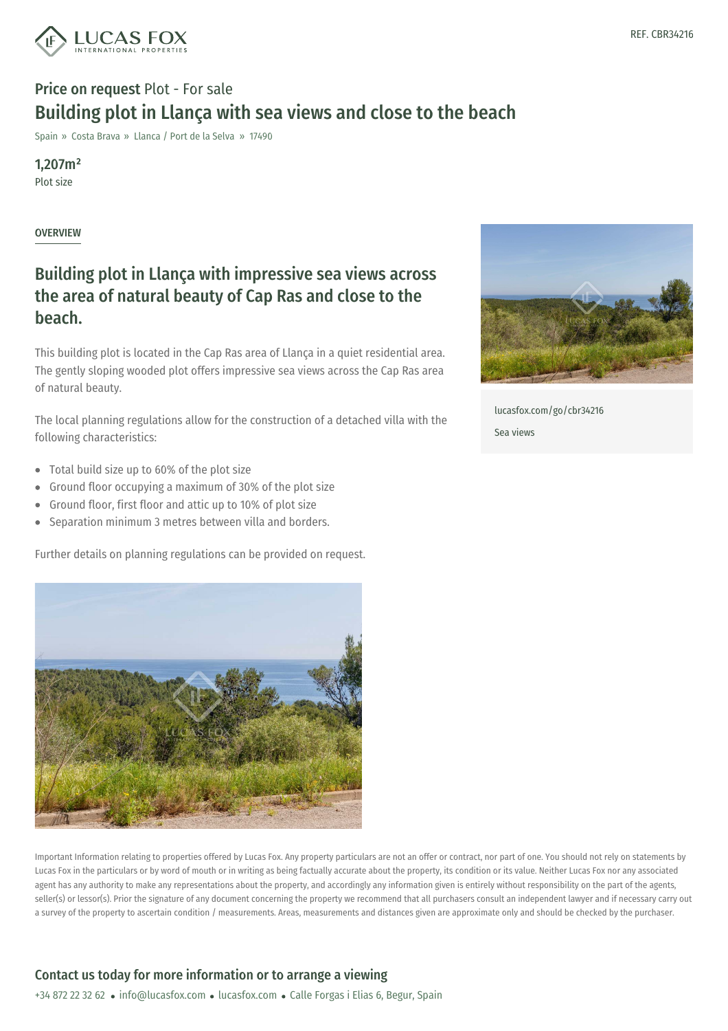REF. CBR34216

**Price on request** Plot - For sale

# Building plot in Llança with sea views and close to the beach

Spain » Costa Brava » Llanca / Port de la Selva » 17490

**1,207m²**
Plot size

## OVERVIEW

## Building plot in Llança with impressive sea views across the area of natural beauty of Cap Ras and close to the beach.

This building plot is located in the Cap Ras area of Llança in a quiet residential area. The gently sloping wooded plot offers impressive sea views across the Cap Ras area of natural beauty.

The local planning regulations allow for the construction of a detached villa with the following characteristics:

- Total build size up to 60% of the plot size
- Ground floor occupying a maximum of 30% of the plot size
- Ground floor, first floor and attic up to 10% of plot size
- Separation minimum 3 metres between villa and borders.

Further details on planning regulations can be provided on request.

lucasfox.com/go/cbr34216

Sea views

Important Information relating to properties offered by Lucas Fox. Any property particulars are not an offer or contract, nor part of one. You should not rely on statements by Lucas Fox in the particulars or by word of mouth or in writing as being factually accurate about the property, its condition or its value. Neither Lucas Fox nor any associated agent has any authority to make any representations about the property, and accordingly any information given is entirely without responsibility on the part of the agents, seller(s) or lessor(s). Prior the signature of any document concerning the property we recommend that all purchasers consult an independent lawyer and if necessary carry out a survey of the property to ascertain condition / measurements. Areas, measurements and distances given are approximate only and should be checked by the purchaser.

## Contact us today for more information or to arrange a viewing

+34 872 22 32 62 • info@lucasfox.com • lucasfox.com • Calle Forgas i Elias 6, Begur, Spain